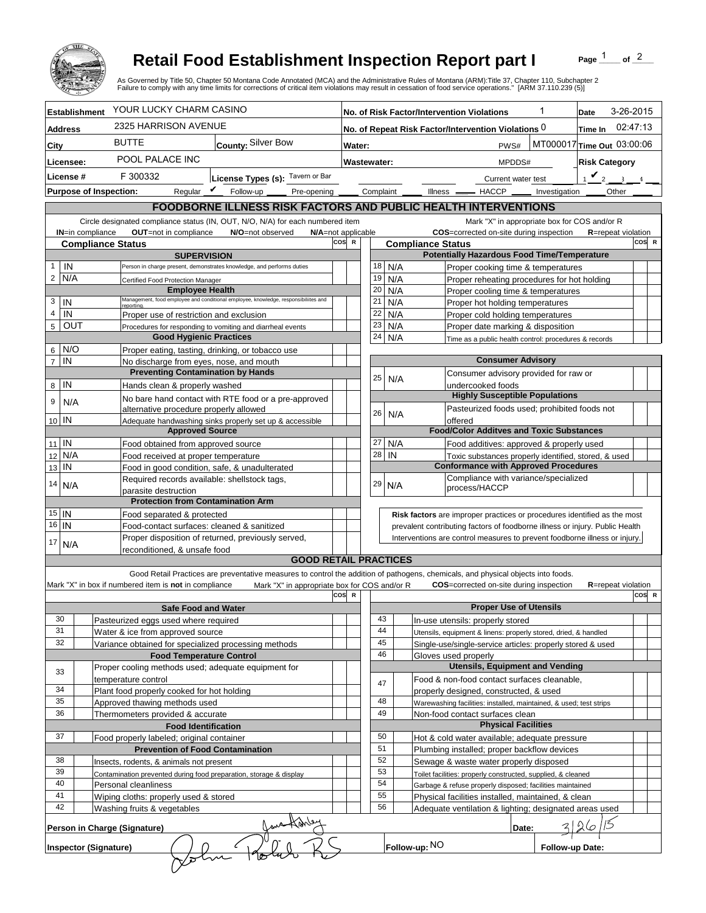# Retail Food Establishment Inspection Report part I

Page 1 of 2

As Governed by Title 50, Chapter 50 Montana Code Annotated (MCA) and the Administrative Rules of Montana (ARM):Title 37, Chapter 110, Subchapter 2
Failure to comply with any time limits for corrections of critical item violations may result in cessation of food service operations." [ARM 37.110.239 (5)]

| | | | |
|---|---|---|---|
| **Establishment** YOUR LUCKY CHARM CASINO | | **No. of Risk Factor/Intervention Violations** 1 | **Date** 3-26-2015 |
| **Address** 2325 HARRISON AVENUE | | **No. of Repeat Risk Factor/Intervention Violations** 0 | **Time In** 02:47:13 |
| **City** BUTTE | **County:** Silver Bow | **Water:** PWS# MT000017 | **Time Out** 03:00:06 |
| **Licensee:** POOL PALACE INC | | **Wastewater:** MPDDS# | **Risk Category** |
| **License #** F 300332 | **License Types (s):** Tavern or Bar | Current water test | 1 ✔ 2 __ 3 __ 4 __ |

**Purpose of Inspection:** Regular ✔ Follow-up ____ Pre-opening ____ Complaint ____ Illness ____ HACCP ____ Investigation ____ Other ____

## FOODBORNE ILLNESS RISK FACTORS AND PUBLIC HEALTH INTERVENTIONS

Circle designated compliance status (IN, OUT, N/O, N/A) for each numbered item — **IN**=in compliance **OUT**=not in compliance **N/O**=not observed **N/A**=not applicable

Mark "X" in appropriate box for COS and/or R — **COS**=corrected on-site during inspection **R**=repeat violation

| # | Compliance Status | Item | COS | R |
|---|---|---|---|---|
| | | **SUPERVISION** | | |
| 1 | IN | Person in charge present, demonstrates knowledge, and performs duties | | |
| 2 | N/A | Certified Food Protection Manager | | |
| | | **Employee Health** | | |
| 3 | IN | Management, food employee and conditional employee, knowledge, responsibilities and reporting. | | |
| 4 | IN | Proper use of restriction and exclusion | | |
| 5 | OUT | Procedures for responding to vomiting and diarrheal events | | |
| | | **Good Hygienic Practices** | | |
| 6 | N/O | Proper eating, tasting, drinking, or tobacco use | | |
| 7 | IN | No discharge from eyes, nose, and mouth | | |
| | | **Preventing Contamination by Hands** | | |
| 8 | IN | Hands clean & properly washed | | |
| 9 | N/A | No bare hand contact with RTE food or a pre-approved alternative procedure properly allowed | | |
| 10 | IN | Adequate handwashing sinks properly set up & accessible | | |
| | | **Approved Source** | | |
| 11 | IN | Food obtained from approved source | | |
| 12 | N/A | Food received at proper temperature | | |
| 13 | IN | Food in good condition, safe, & unadulterated | | |
| 14 | N/A | Required records available: shellstock tags, parasite destruction | | |
| | | **Protection from Contamination Arm** | | |
| 15 | IN | Food separated & protected | | |
| 16 | IN | Food-contact surfaces: cleaned & sanitized | | |
| 17 | N/A | Proper disposition of returned, previously served, reconditioned, & unsafe food | | |
| | | **Potentially Hazardous Food Time/Temperature** | | |
| 18 | N/A | Proper cooking time & temperatures | | |
| 19 | N/A | Proper reheating procedures for hot holding | | |
| 20 | N/A | Proper cooling time & temperatures | | |
| 21 | N/A | Proper hot holding temperatures | | |
| 22 | N/A | Proper cold holding temperatures | | |
| 23 | N/A | Proper date marking & disposition | | |
| 24 | N/A | Time as a public health control: procedures & records | | |
| | | **Consumer Advisory** | | |
| 25 | N/A | Consumer advisory provided for raw or undercooked foods | | |
| | | **Highly Susceptible Populations** | | |
| 26 | N/A | Pasteurized foods used; prohibited foods not offered | | |
| | | **Food/Color Additves and Toxic Substances** | | |
| 27 | N/A | Food additives: approved & properly used | | |
| 28 | IN | Toxic substances properly identified, stored, & used | | |
| | | **Conformance with Approved Procedures** | | |
| 29 | N/A | Compliance with variance/specialized process/HACCP | | |

**Risk factors** are improper practices or procedures identified as the most prevalent contributing factors of foodborne illness or injury. Public Health Interventions are control measures to prevent foodborne illness or injury.

## GOOD RETAIL PRACTICES

Good Retail Practices are preventative measures to control the addition of pathogens, chemicals, and physical objects into foods.

Mark "X" in box if numbered item is **not** in compliance. Mark "X" in appropriate box for COS and/or R. **COS**=corrected on-site during inspection **R**=repeat violation

| # | X | Item | COS | R |
|---|---|---|---|---|
| | | **Safe Food and Water** | | |
| 30 | | Pasteurized eggs used where required | | |
| 31 | | Water & ice from approved source | | |
| 32 | | Variance obtained for specialized processing methods | | |
| | | **Food Temperature Control** | | |
| 33 | | Proper cooling methods used; adequate equipment for temperature control | | |
| 34 | | Plant food properly cooked for hot holding | | |
| 35 | | Approved thawing methods used | | |
| 36 | | Thermometers provided & accurate | | |
| | | **Food Identification** | | |
| 37 | | Food properly labeled; original container | | |
| | | **Prevention of Food Contamination** | | |
| 38 | | Insects, rodents, & animals not present | | |
| 39 | | Contamination prevented during food preparation, storage & display | | |
| 40 | | Personal cleanliness | | |
| 41 | | Wiping cloths: properly used & stored | | |
| 42 | | Washing fruits & vegetables | | |
| | | **Proper Use of Utensils** | | |
| 43 | | In-use utensils: properly stored | | |
| 44 | | Utensils, equipment & linens: properly stored, dried, & handled | | |
| 45 | | Single-use/single-service articles: properly stored & used | | |
| 46 | | Gloves used properly | | |
| | | **Utensils, Equipment and Vending** | | |
| 47 | | Food & non-food contact surfaces cleanable, properly designed, constructed, & used | | |
| 48 | | Warewashing facilities: installed, maintained, & used; test strips | | |
| 49 | | Non-food contact surfaces clean | | |
| | | **Physical Facilities** | | |
| 50 | | Hot & cold water available; adequate pressure | | |
| 51 | | Plumbing installed; proper backflow devices | | |
| 52 | | Sewage & waste water properly disposed | | |
| 53 | | Toilet facilities: properly constructed, supplied, & cleaned | | |
| 54 | | Garbage & refuse properly disposed; facilities maintained | | |
| 55 | | Physical facilities installed, maintained, & clean | | |
| 56 | | Adequate ventilation & lighting; designated areas used | | |

**Person in Charge (Signature)** [signature] **Date:** 3/26/15

**Inspector (Signature)** [signature] **Follow-up:** NO **Follow-up Date:**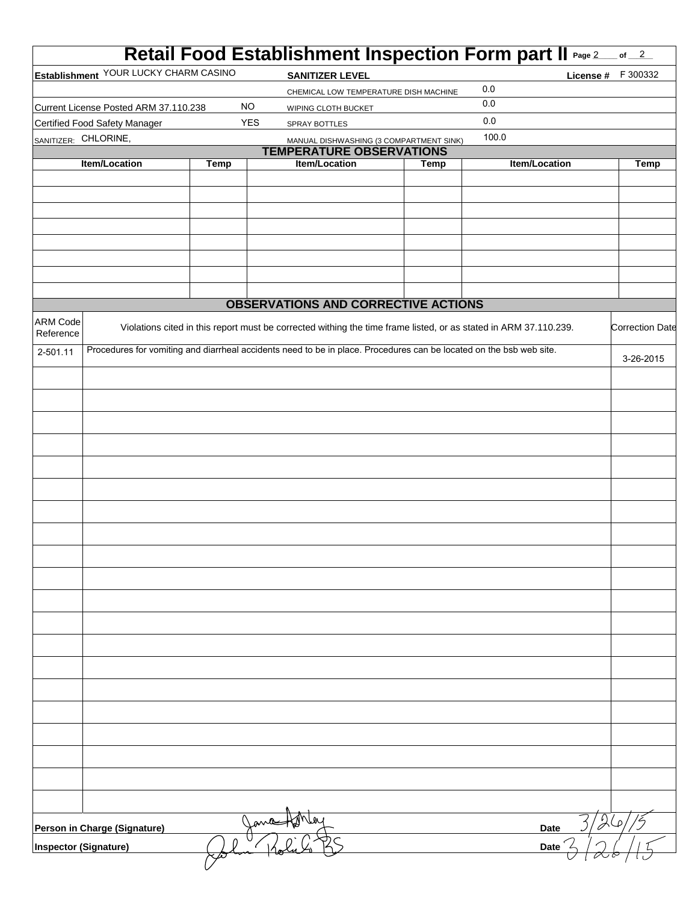# Retail Food Establishment Inspection Form part II

Page 2 of 2

| | | | |
|---|---|---|---|
| Establishment YOUR LUCKY CHARM CASINO | | SANITIZER LEVEL | License # F 300332 |
| | | CHEMICAL LOW TEMPERATURE DISH MACHINE | 0.0 |
| Current License Posted ARM 37.110.238 | NO | WIPING CLOTH BUCKET | 0.0 |
| Certified Food Safety Manager | YES | SPRAY BOTTLES | 0.0 |
| SANITIZER: CHLORINE, | | MANUAL DISHWASHING (3 COMPARTMENT SINK) | 100.0 |

## TEMPERATURE OBSERVATIONS

| Item/Location | Temp | Item/Location | Temp | Item/Location | Temp |
|---|---|---|---|---|---|
| | | | | | |
| | | | | | |
| | | | | | |
| | | | | | |
| | | | | | |
| | | | | | |
| | | | | | |
| | | | | | |

## OBSERVATIONS AND CORRECTIVE ACTIONS

| ARM Code Reference | Violations cited in this report must be corrected withing the time frame listed, or as stated in ARM 37.110.239. | Correction Date |
|---|---|---|
| 2-501.11 | Procedures for vomiting and diarrheal accidents need to be in place. Procedures can be located on the bsb web site. | 3-26-2015 |

Person in Charge (Signature) [signature] Date 3/26/15

Inspector (Signature) [signature] Date 3/26/15